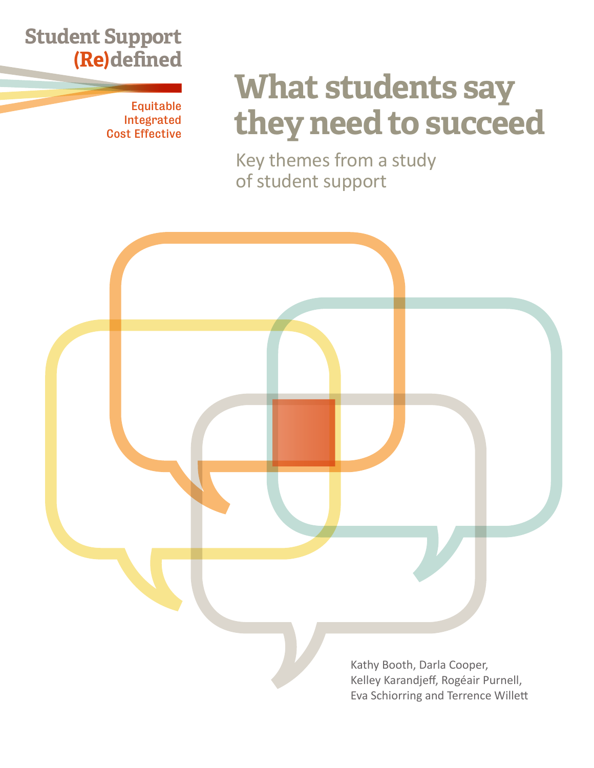Student Support
(Re)defined

Equitable
Integrated
Cost Effective

# What students say they need to succeed

## Key themes from a study of student support

Kathy Booth, Darla Cooper, Kelley Karandjeff, Rogéair Purnell, Eva Schiorring and Terrence Willett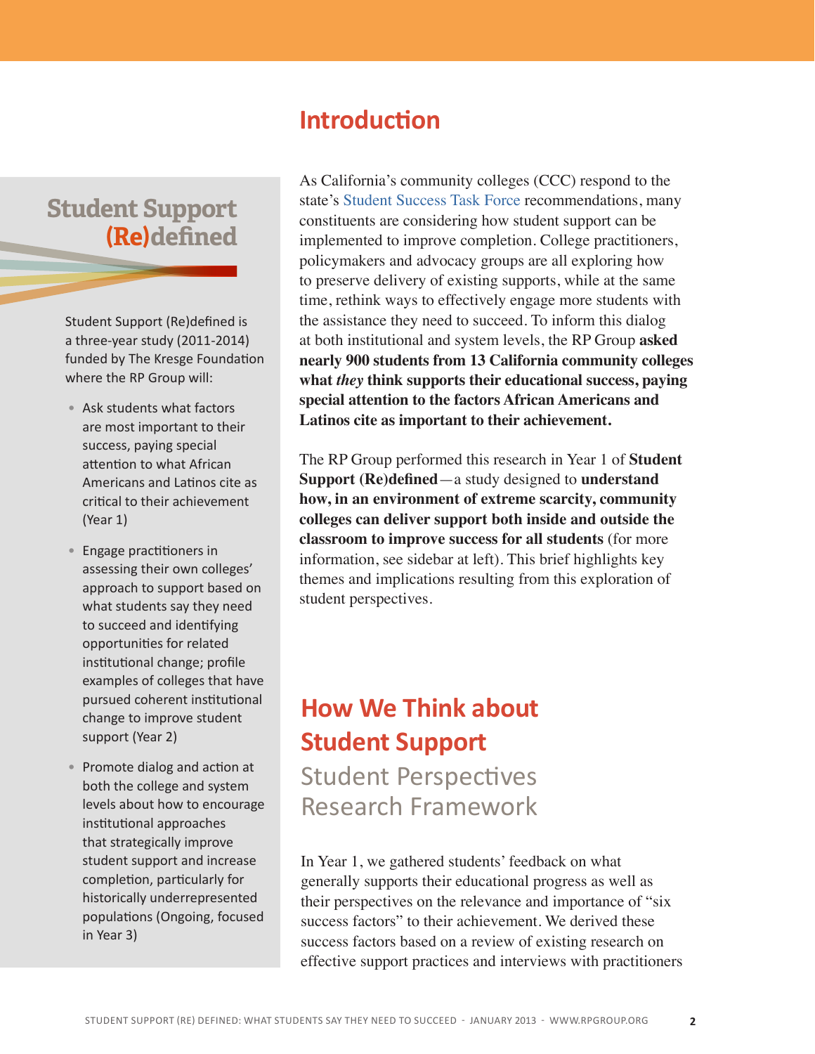# Introduction

As California's community colleges (CCC) respond to the state's Student Success Task Force recommendations, many constituents are considering how student support can be implemented to improve completion. College practitioners, policymakers and advocacy groups are all exploring how to preserve delivery of existing supports, while at the same time, rethink ways to effectively engage more students with the assistance they need to succeed. To inform this dialog at both institutional and system levels, the RP Group **asked nearly 900 students from 13 California community colleges what *they* think supports their educational success, paying special attention to the factors African Americans and Latinos cite as important to their achievement.**

The RP Group performed this research in Year 1 of **Student Support (Re)defined**—a study designed to **understand how, in an environment of extreme scarcity, community colleges can deliver support both inside and outside the classroom to improve success for all students** (for more information, see sidebar at left). This brief highlights key themes and implications resulting from this exploration of student perspectives.

## Student Support (Re)defined

Student Support (Re)defined is a three-year study (2011-2014) funded by The Kresge Foundation where the RP Group will:

- Ask students what factors are most important to their success, paying special attention to what African Americans and Latinos cite as critical to their achievement (Year 1)
- Engage practitioners in assessing their own colleges' approach to support based on what students say they need to succeed and identifying opportunities for related institutional change; profile examples of colleges that have pursued coherent institutional change to improve student support (Year 2)
- Promote dialog and action at both the college and system levels about how to encourage institutional approaches that strategically improve student support and increase completion, particularly for historically underrepresented populations (Ongoing, focused in Year 3)

## How We Think about Student Support

### Student Perspectives Research Framework

In Year 1, we gathered students' feedback on what generally supports their educational progress as well as their perspectives on the relevance and importance of "six success factors" to their achievement. We derived these success factors based on a review of existing research on effective support practices and interviews with practitioners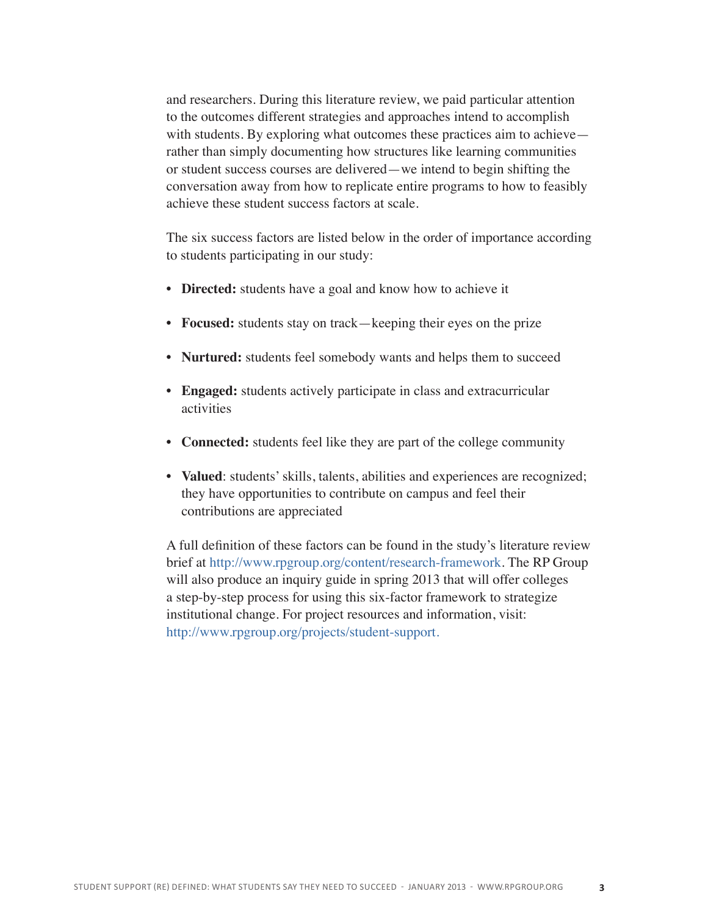and researchers. During this literature review, we paid particular attention to the outcomes different strategies and approaches intend to accomplish with students. By exploring what outcomes these practices aim to achieve—rather than simply documenting how structures like learning communities or student success courses are delivered—we intend to begin shifting the conversation away from how to replicate entire programs to how to feasibly achieve these student success factors at scale.

The six success factors are listed below in the order of importance according to students participating in our study:

- **Directed:** students have a goal and know how to achieve it
- **Focused:** students stay on track—keeping their eyes on the prize
- **Nurtured:** students feel somebody wants and helps them to succeed
- **Engaged:** students actively participate in class and extracurricular activities
- **Connected:** students feel like they are part of the college community
- **Valued**: students' skills, talents, abilities and experiences are recognized; they have opportunities to contribute on campus and feel their contributions are appreciated

A full definition of these factors can be found in the study's literature review brief at http://www.rpgroup.org/content/research-framework. The RP Group will also produce an inquiry guide in spring 2013 that will offer colleges a step-by-step process for using this six-factor framework to strategize institutional change. For project resources and information, visit: http://www.rpgroup.org/projects/student-support.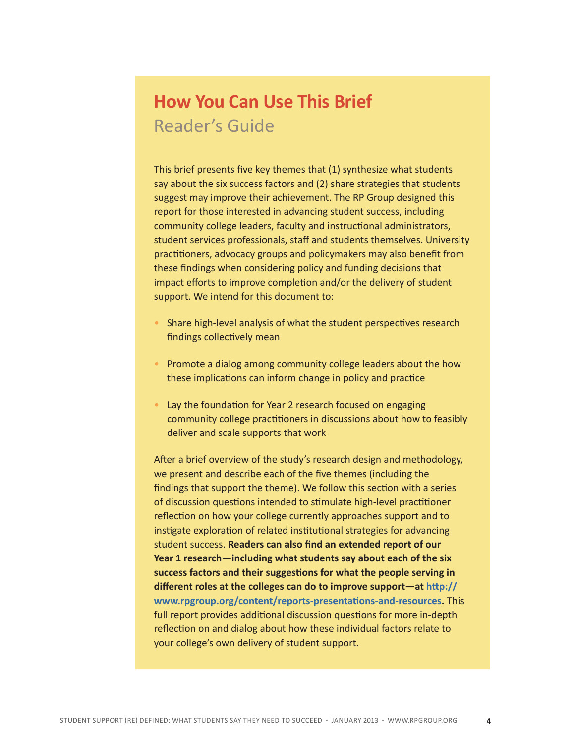## How You Can Use This Brief

### Reader's Guide

This brief presents five key themes that (1) synthesize what students say about the six success factors and (2) share strategies that students suggest may improve their achievement. The RP Group designed this report for those interested in advancing student success, including community college leaders, faculty and instructional administrators, student services professionals, staff and students themselves. University practitioners, advocacy groups and policymakers may also benefit from these findings when considering policy and funding decisions that impact efforts to improve completion and/or the delivery of student support. We intend for this document to:

- Share high-level analysis of what the student perspectives research findings collectively mean
- Promote a dialog among community college leaders about the how these implications can inform change in policy and practice
- Lay the foundation for Year 2 research focused on engaging community college practitioners in discussions about how to feasibly deliver and scale supports that work

After a brief overview of the study's research design and methodology, we present and describe each of the five themes (including the findings that support the theme). We follow this section with a series of discussion questions intended to stimulate high-level practitioner reflection on how your college currently approaches support and to instigate exploration of related institutional strategies for advancing student success. **Readers can also find an extended report of our Year 1 research—including what students say about each of the six success factors and their suggestions for what the people serving in different roles at the colleges can do to improve support—at http://www.rpgroup.org/content/reports-presentations-and-resources.** This full report provides additional discussion questions for more in-depth reflection on and dialog about how these individual factors relate to your college's own delivery of student support.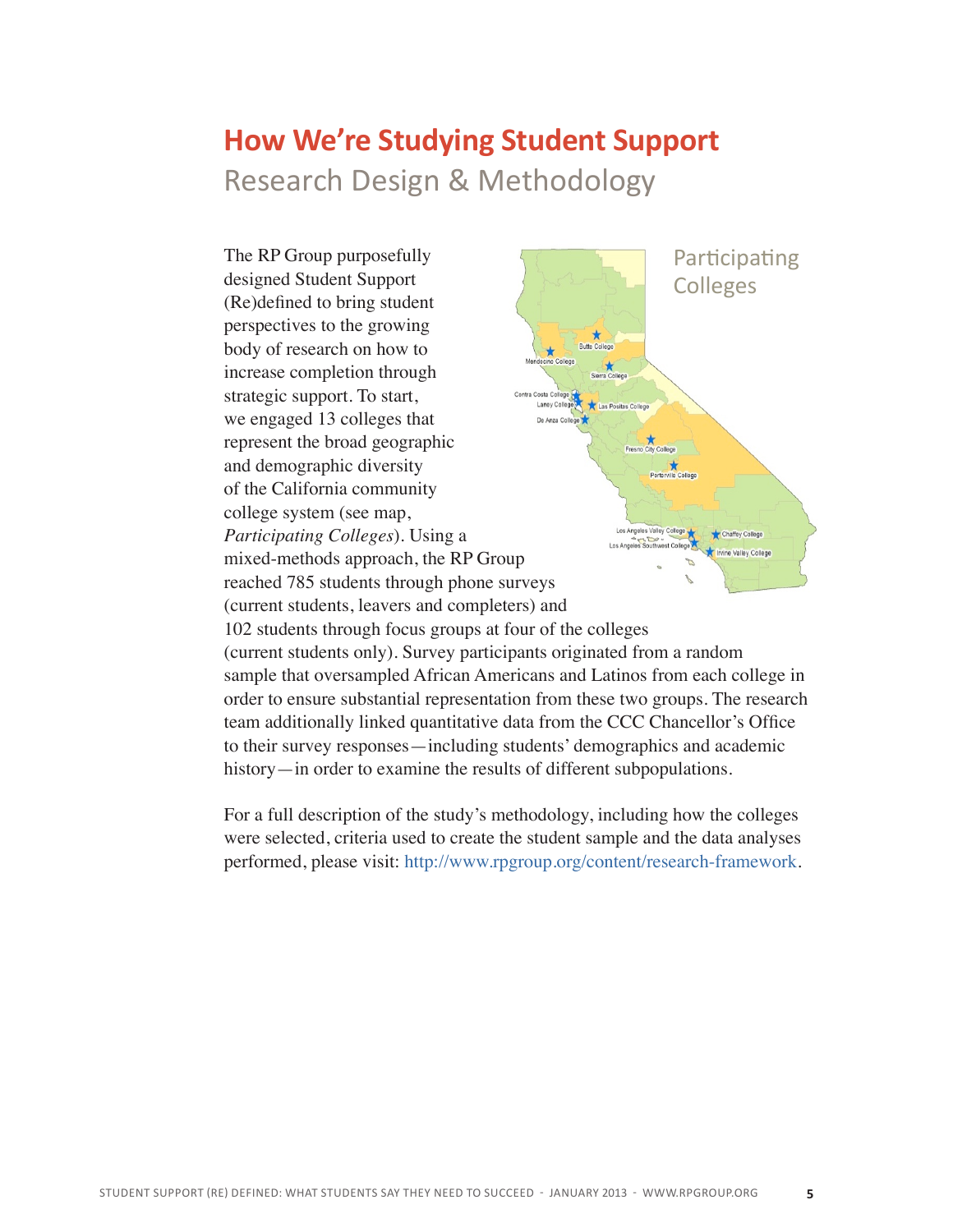# How We're Studying Student Support

## Research Design & Methodology

The RP Group purposefully designed Student Support (Re)defined to bring student perspectives to the growing body of research on how to increase completion through strategic support. To start, we engaged 13 colleges that represent the broad geographic and demographic diversity of the California community college system (see map, *Participating Colleges*). Using a mixed-methods approach, the RP Group reached 785 students through phone surveys (current students, leavers and completers) and 102 students through focus groups at four of the colleges (current students only). Survey participants originated from a random sample that oversampled African Americans and Latinos from each college in order to ensure substantial representation from these two groups. The research team additionally linked quantitative data from the CCC Chancellor's Office to their survey responses—including students' demographics and academic history—in order to examine the results of different subpopulations.

Participating Colleges

Butte College, Mendocino College, Sierra College, Contra Costa College, Laney College, Las Positas College, De Anza College, Fresno City College, Porterville College, Los Angeles Valley College, Los Angeles Southwest College, Chaffey College, Irvine Valley College

For a full description of the study's methodology, including how the colleges were selected, criteria used to create the student sample and the data analyses performed, please visit: http://www.rpgroup.org/content/research-framework.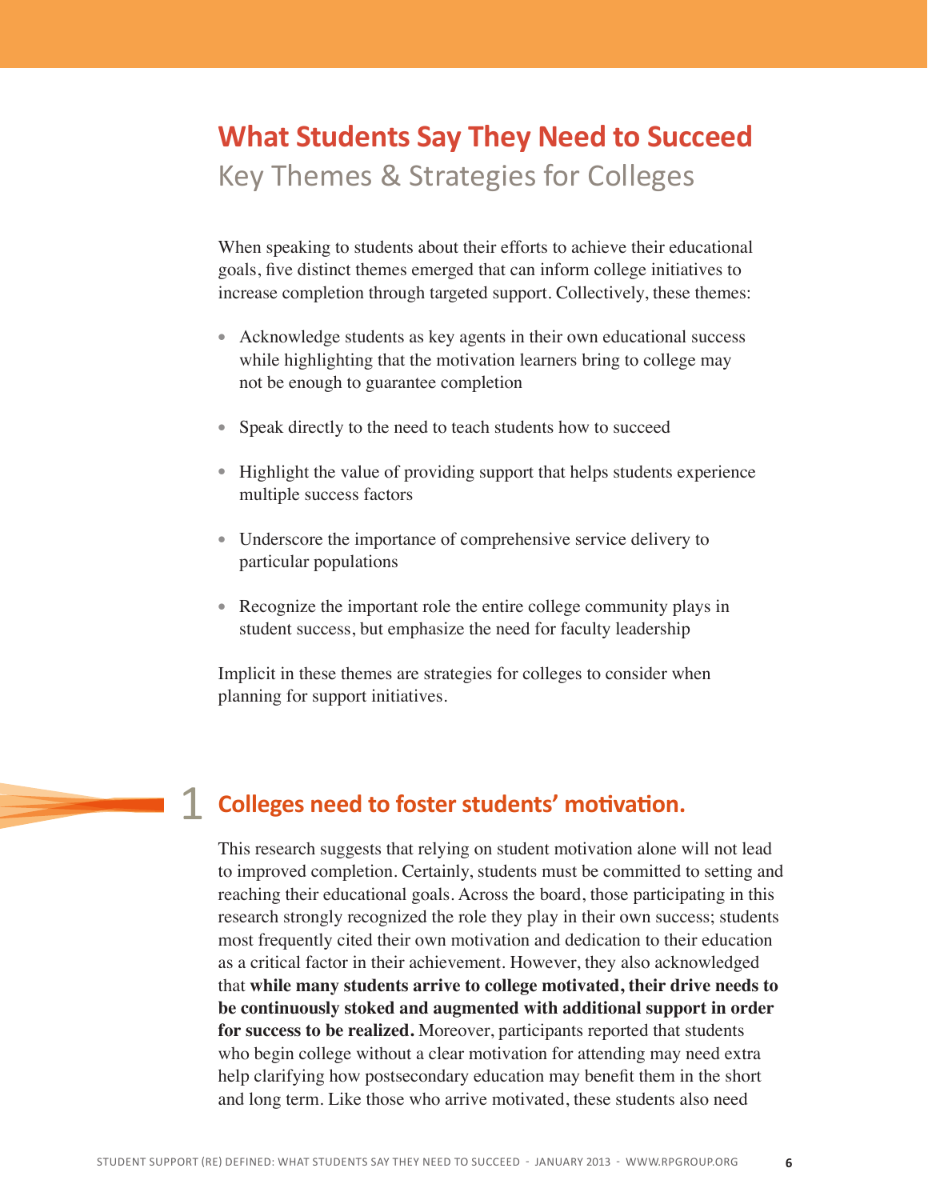# What Students Say They Need to Succeed

## Key Themes & Strategies for Colleges

When speaking to students about their efforts to achieve their educational goals, five distinct themes emerged that can inform college initiatives to increase completion through targeted support. Collectively, these themes:

- Acknowledge students as key agents in their own educational success while highlighting that the motivation learners bring to college may not be enough to guarantee completion
- Speak directly to the need to teach students how to succeed
- Highlight the value of providing support that helps students experience multiple success factors
- Underscore the importance of comprehensive service delivery to particular populations
- Recognize the important role the entire college community plays in student success, but emphasize the need for faculty leadership

Implicit in these themes are strategies for colleges to consider when planning for support initiatives.

## 1 Colleges need to foster students' motivation.

This research suggests that relying on student motivation alone will not lead to improved completion. Certainly, students must be committed to setting and reaching their educational goals. Across the board, those participating in this research strongly recognized the role they play in their own success; students most frequently cited their own motivation and dedication to their education as a critical factor in their achievement. However, they also acknowledged that **while many students arrive to college motivated, their drive needs to be continuously stoked and augmented with additional support in order for success to be realized.** Moreover, participants reported that students who begin college without a clear motivation for attending may need extra help clarifying how postsecondary education may benefit them in the short and long term. Like those who arrive motivated, these students also need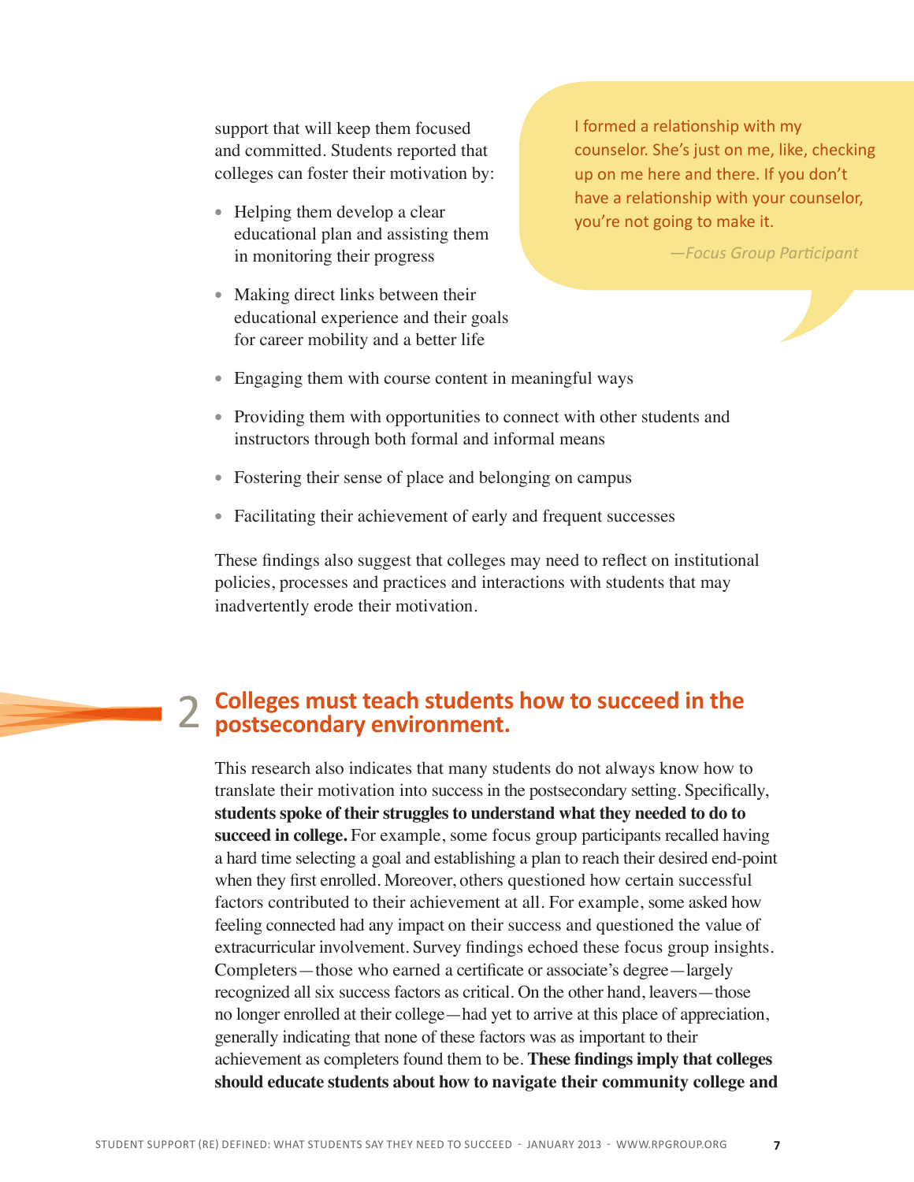support that will keep them focused and committed. Students reported that colleges can foster their motivation by:

- Helping them develop a clear educational plan and assisting them in monitoring their progress
- Making direct links between their educational experience and their goals for career mobility and a better life
- Engaging them with course content in meaningful ways
- Providing them with opportunities to connect with other students and instructors through both formal and informal means
- Fostering their sense of place and belonging on campus
- Facilitating their achievement of early and frequent successes

> I formed a relationship with my counselor. She's just on me, like, checking up on me here and there. If you don't have a relationship with your counselor, you're not going to make it.
>
> *—Focus Group Participant*

These findings also suggest that colleges may need to reflect on institutional policies, processes and practices and interactions with students that may inadvertently erode their motivation.

## 2 Colleges must teach students how to succeed in the postsecondary environment.

This research also indicates that many students do not always know how to translate their motivation into success in the postsecondary setting. Specifically, **students spoke of their struggles to understand what they needed to do to succeed in college.** For example, some focus group participants recalled having a hard time selecting a goal and establishing a plan to reach their desired end-point when they first enrolled. Moreover, others questioned how certain successful factors contributed to their achievement at all. For example, some asked how feeling connected had any impact on their success and questioned the value of extracurricular involvement. Survey findings echoed these focus group insights. Completers—those who earned a certificate or associate's degree—largely recognized all six success factors as critical. On the other hand, leavers—those no longer enrolled at their college—had yet to arrive at this place of appreciation, generally indicating that none of these factors was as important to their achievement as completers found them to be. **These findings imply that colleges should educate students about how to navigate their community college and**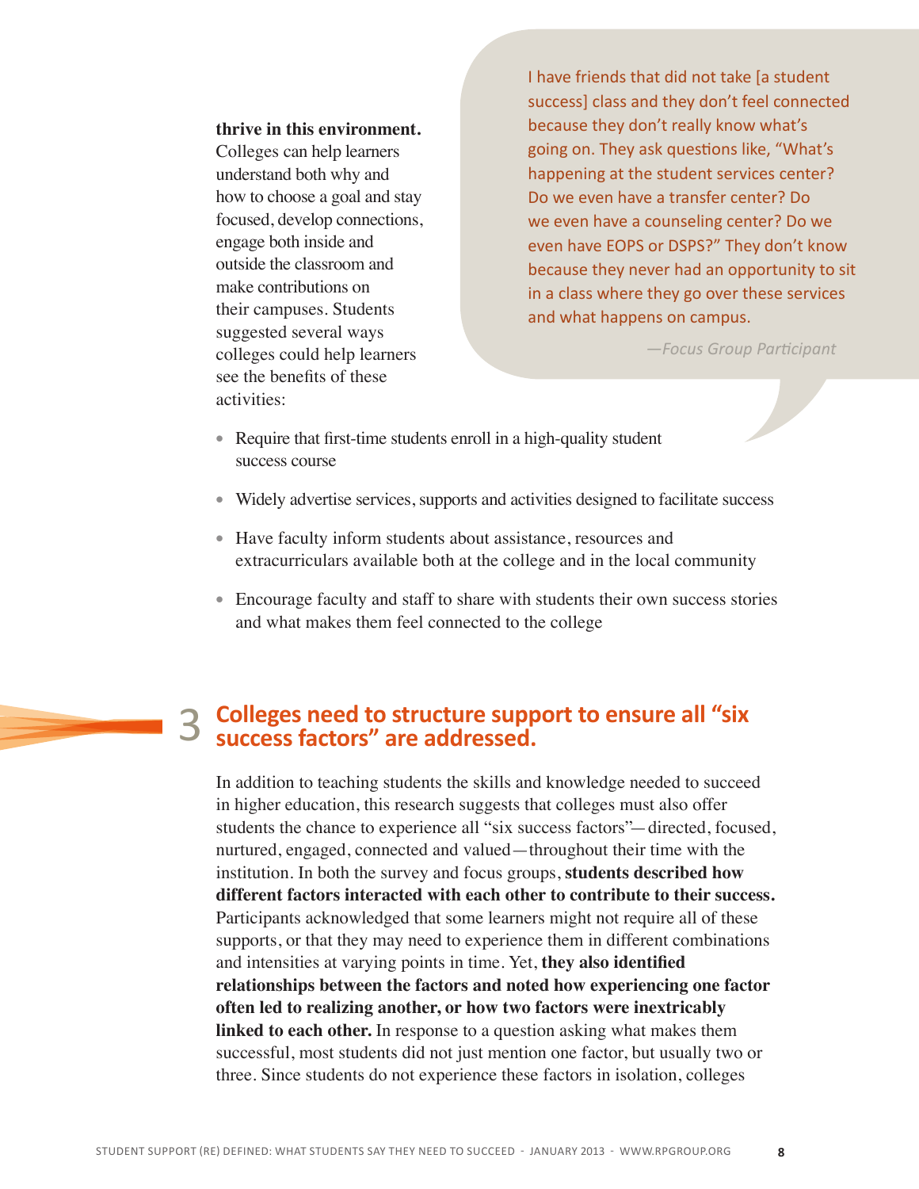**thrive in this environment.** Colleges can help learners understand both why and how to choose a goal and stay focused, develop connections, engage both inside and outside the classroom and make contributions on their campuses. Students suggested several ways colleges could help learners see the benefits of these activities:

> I have friends that did not take [a student success] class and they don't feel connected because they don't really know what's going on. They ask questions like, "What's happening at the student services center? Do we even have a transfer center? Do we even have a counseling center? Do we even have EOPS or DSPS?" They don't know because they never had an opportunity to sit in a class where they go over these services and what happens on campus.
>
> *—Focus Group Participant*

- Require that first-time students enroll in a high-quality student success course
- Widely advertise services, supports and activities designed to facilitate success
- Have faculty inform students about assistance, resources and extracurriculars available both at the college and in the local community
- Encourage faculty and staff to share with students their own success stories and what makes them feel connected to the college

## 3 Colleges need to structure support to ensure all "six success factors" are addressed.

In addition to teaching students the skills and knowledge needed to succeed in higher education, this research suggests that colleges must also offer students the chance to experience all "six success factors"—directed, focused, nurtured, engaged, connected and valued—throughout their time with the institution. In both the survey and focus groups, **students described how different factors interacted with each other to contribute to their success.** Participants acknowledged that some learners might not require all of these supports, or that they may need to experience them in different combinations and intensities at varying points in time. Yet, **they also identified relationships between the factors and noted how experiencing one factor often led to realizing another, or how two factors were inextricably linked to each other.** In response to a question asking what makes them successful, most students did not just mention one factor, but usually two or three. Since students do not experience these factors in isolation, colleges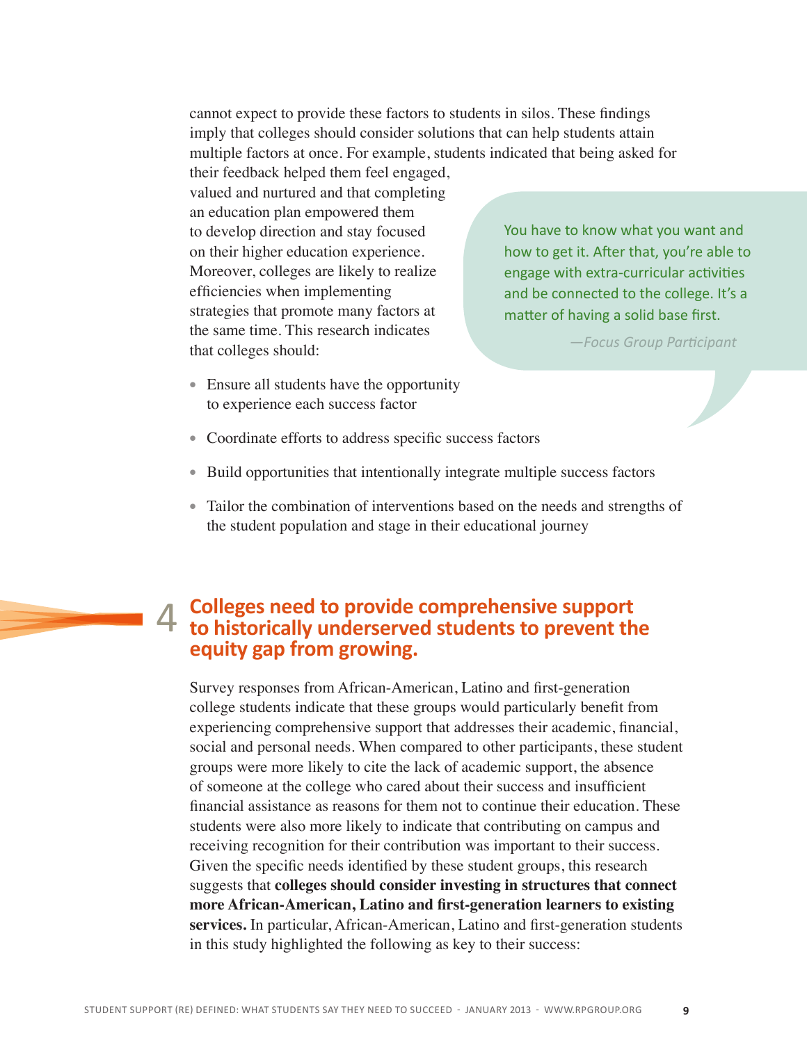cannot expect to provide these factors to students in silos. These findings imply that colleges should consider solutions that can help students attain multiple factors at once. For example, students indicated that being asked for their feedback helped them feel engaged, valued and nurtured and that completing an education plan empowered them to develop direction and stay focused on their higher education experience. Moreover, colleges are likely to realize efficiencies when implementing strategies that promote many factors at the same time. This research indicates that colleges should:

> You have to know what you want and how to get it. After that, you're able to engage with extra-curricular activities and be connected to the college. It's a matter of having a solid base first.
>
> *—Focus Group Participant*

- Ensure all students have the opportunity to experience each success factor
- Coordinate efforts to address specific success factors
- Build opportunities that intentionally integrate multiple success factors
- Tailor the combination of interventions based on the needs and strengths of the student population and stage in their educational journey

## 4 Colleges need to provide comprehensive support to historically underserved students to prevent the equity gap from growing.

Survey responses from African-American, Latino and first-generation college students indicate that these groups would particularly benefit from experiencing comprehensive support that addresses their academic, financial, social and personal needs. When compared to other participants, these student groups were more likely to cite the lack of academic support, the absence of someone at the college who cared about their success and insufficient financial assistance as reasons for them not to continue their education. These students were also more likely to indicate that contributing on campus and receiving recognition for their contribution was important to their success. Given the specific needs identified by these student groups, this research suggests that **colleges should consider investing in structures that connect more African-American, Latino and first-generation learners to existing services.** In particular, African-American, Latino and first-generation students in this study highlighted the following as key to their success: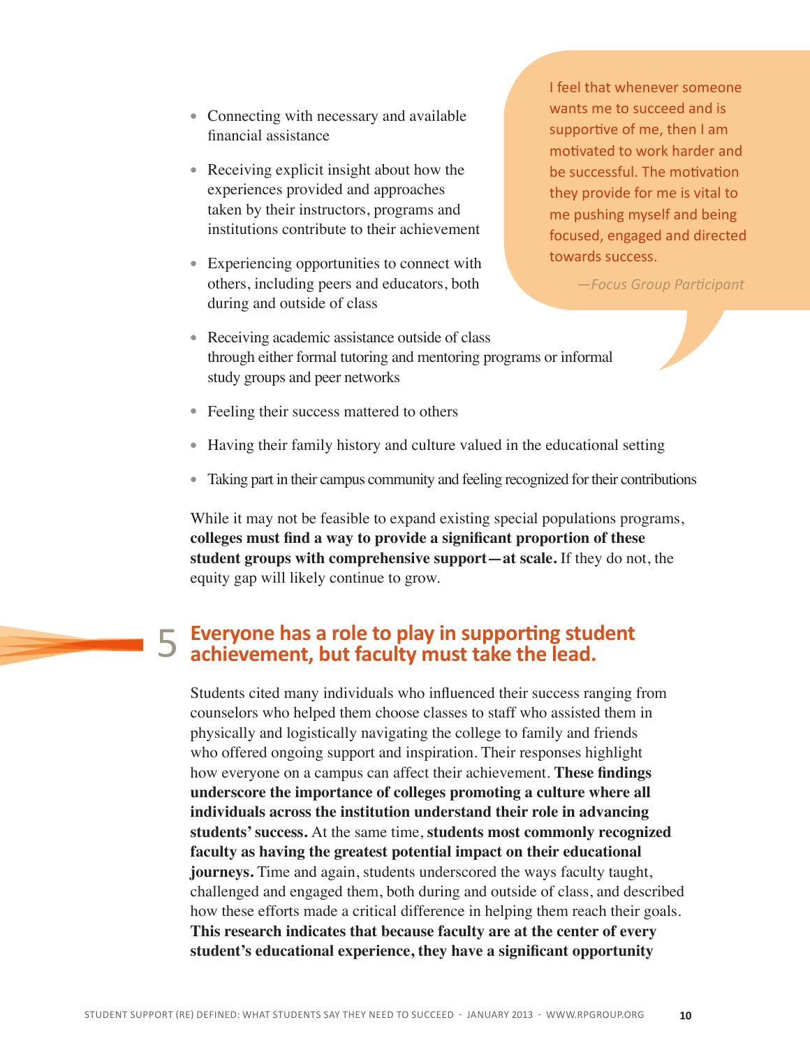- Connecting with necessary and available financial assistance
- Receiving explicit insight about how the experiences provided and approaches taken by their instructors, programs and institutions contribute to their achievement
- Experiencing opportunities to connect with others, including peers and educators, both during and outside of class
- Receiving academic assistance outside of class through either formal tutoring and mentoring programs or informal study groups and peer networks
- Feeling their success mattered to others
- Having their family history and culture valued in the educational setting
- Taking part in their campus community and feeling recognized for their contributions

> I feel that whenever someone wants me to succeed and is supportive of me, then I am motivated to work harder and be successful. The motivation they provide for me is vital to me pushing myself and being focused, engaged and directed towards success.
>
> *—Focus Group Participant*

While it may not be feasible to expand existing special populations programs, **colleges must find a way to provide a significant proportion of these student groups with comprehensive support—at scale.** If they do not, the equity gap will likely continue to grow.

## 5 Everyone has a role to play in supporting student achievement, but faculty must take the lead.

Students cited many individuals who influenced their success ranging from counselors who helped them choose classes to staff who assisted them in physically and logistically navigating the college to family and friends who offered ongoing support and inspiration. Their responses highlight how everyone on a campus can affect their achievement. **These findings underscore the importance of colleges promoting a culture where all individuals across the institution understand their role in advancing students' success.** At the same time, **students most commonly recognized faculty as having the greatest potential impact on their educational journeys.** Time and again, students underscored the ways faculty taught, challenged and engaged them, both during and outside of class, and described how these efforts made a critical difference in helping them reach their goals. **This research indicates that because faculty are at the center of every student's educational experience, they have a significant opportunity**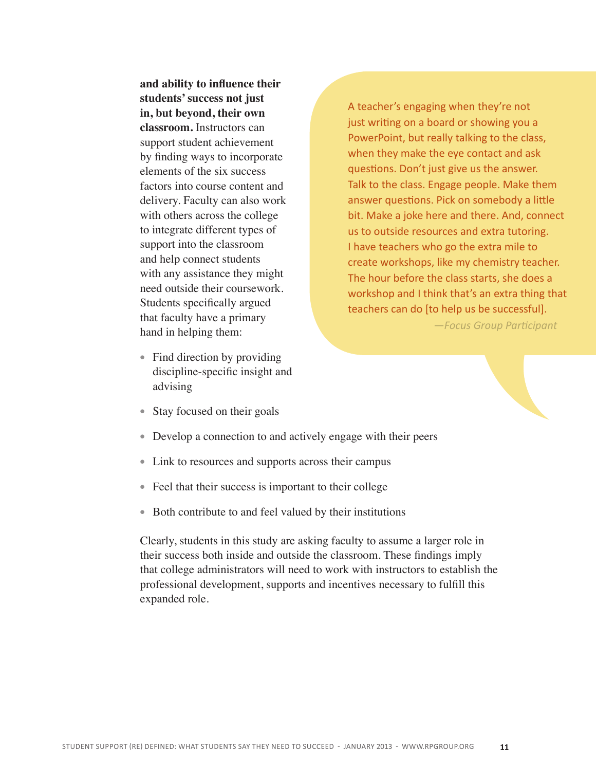**and ability to influence their students' success not just in, but beyond, their own classroom.** Instructors can support student achievement by finding ways to incorporate elements of the six success factors into course content and delivery. Faculty can also work with others across the college to integrate different types of support into the classroom and help connect students with any assistance they might need outside their coursework. Students specifically argued that faculty have a primary hand in helping them:

- Find direction by providing discipline-specific insight and advising
- Stay focused on their goals
- Develop a connection to and actively engage with their peers
- Link to resources and supports across their campus
- Feel that their success is important to their college
- Both contribute to and feel valued by their institutions

> A teacher's engaging when they're not just writing on a board or showing you a PowerPoint, but really talking to the class, when they make the eye contact and ask questions. Don't just give us the answer. Talk to the class. Engage people. Make them answer questions. Pick on somebody a little bit. Make a joke here and there. And, connect us to outside resources and extra tutoring. I have teachers who go the extra mile to create workshops, like my chemistry teacher. The hour before the class starts, she does a workshop and I think that's an extra thing that teachers can do [to help us be successful].
>
> *—Focus Group Participant*

Clearly, students in this study are asking faculty to assume a larger role in their success both inside and outside the classroom. These findings imply that college administrators will need to work with instructors to establish the professional development, supports and incentives necessary to fulfill this expanded role.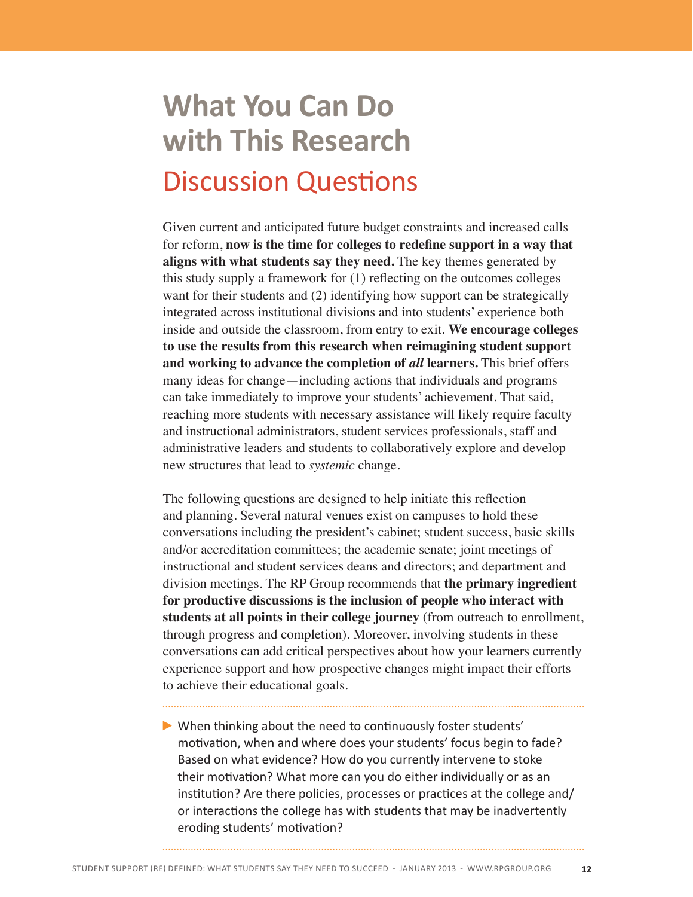# What You Can Do with This Research

## Discussion Questions

Given current and anticipated future budget constraints and increased calls for reform, **now is the time for colleges to redefine support in a way that aligns with what students say they need.** The key themes generated by this study supply a framework for (1) reflecting on the outcomes colleges want for their students and (2) identifying how support can be strategically integrated across institutional divisions and into students' experience both inside and outside the classroom, from entry to exit. **We encourage colleges to use the results from this research when reimagining student support and working to advance the completion of *all* learners.** This brief offers many ideas for change—including actions that individuals and programs can take immediately to improve your students' achievement. That said, reaching more students with necessary assistance will likely require faculty and instructional administrators, student services professionals, staff and administrative leaders and students to collaboratively explore and develop new structures that lead to *systemic* change.

The following questions are designed to help initiate this reflection and planning. Several natural venues exist on campuses to hold these conversations including the president's cabinet; student success, basic skills and/or accreditation committees; the academic senate; joint meetings of instructional and student services deans and directors; and department and division meetings. The RP Group recommends that **the primary ingredient for productive discussions is the inclusion of people who interact with students at all points in their college journey** (from outreach to enrollment, through progress and completion). Moreover, involving students in these conversations can add critical perspectives about how your learners currently experience support and how prospective changes might impact their efforts to achieve their educational goals.

---

- When thinking about the need to continuously foster students' motivation, when and where does your students' focus begin to fade? Based on what evidence? How do you currently intervene to stoke their motivation? What more can you do either individually or as an institution? Are there policies, processes or practices at the college and/or interactions the college has with students that may be inadvertently eroding students' motivation?

---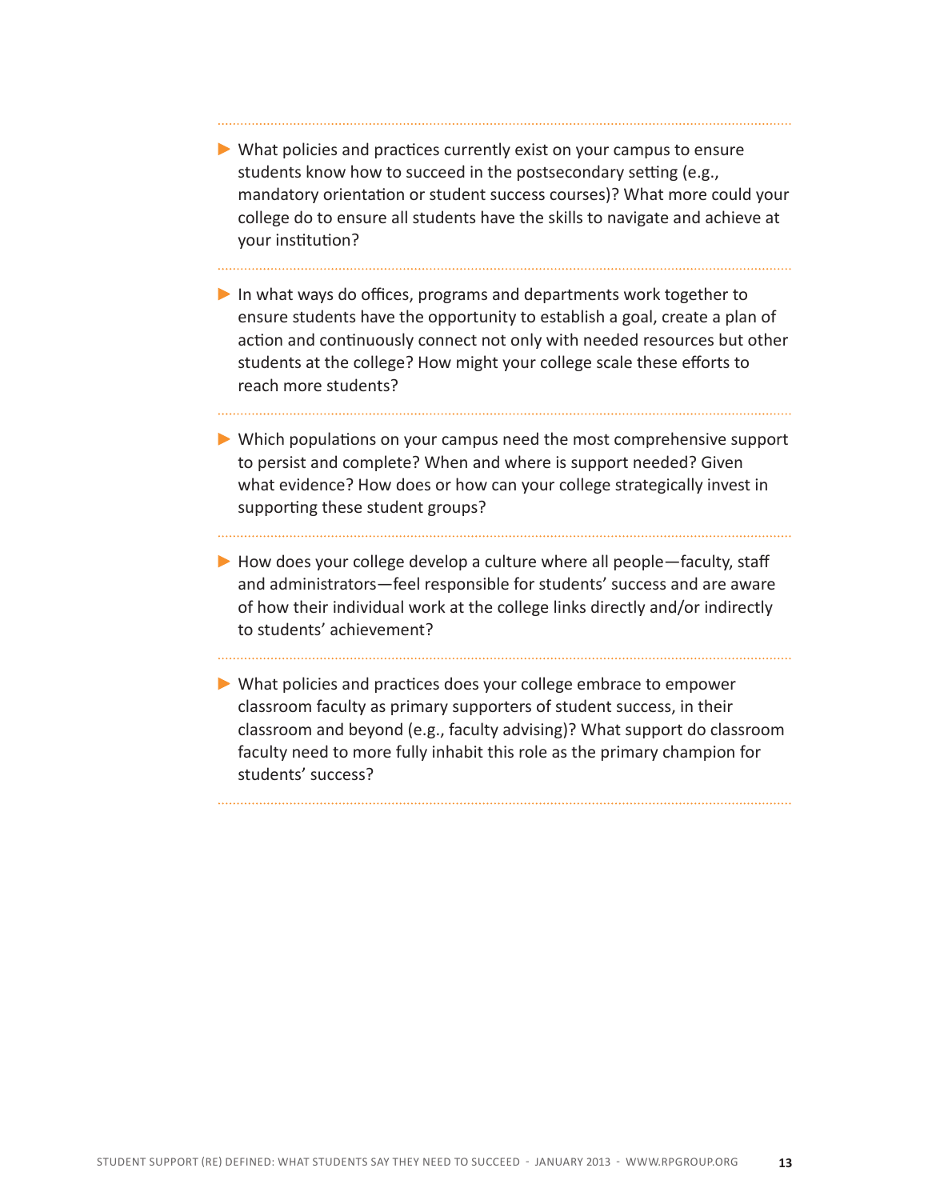- What policies and practices currently exist on your campus to ensure students know how to succeed in the postsecondary setting (e.g., mandatory orientation or student success courses)? What more could your college do to ensure all students have the skills to navigate and achieve at your institution?

- In what ways do offices, programs and departments work together to ensure students have the opportunity to establish a goal, create a plan of action and continuously connect not only with needed resources but other students at the college? How might your college scale these efforts to reach more students?

- Which populations on your campus need the most comprehensive support to persist and complete? When and where is support needed? Given what evidence? How does or how can your college strategically invest in supporting these student groups?

- How does your college develop a culture where all people—faculty, staff and administrators—feel responsible for students' success and are aware of how their individual work at the college links directly and/or indirectly to students' achievement?

- What policies and practices does your college embrace to empower classroom faculty as primary supporters of student success, in their classroom and beyond (e.g., faculty advising)? What support do classroom faculty need to more fully inhabit this role as the primary champion for students' success?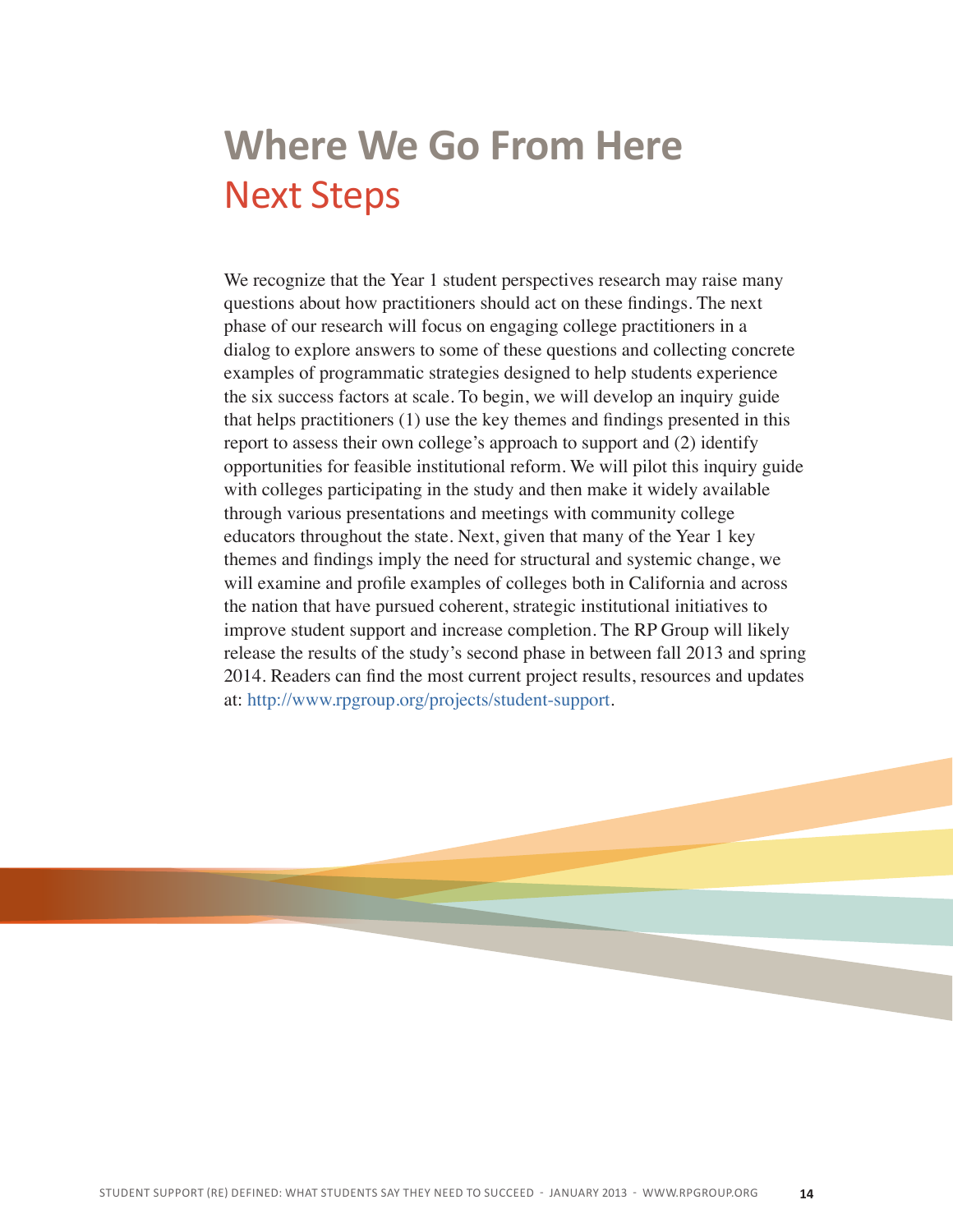# Where We Go From Here
## Next Steps

We recognize that the Year 1 student perspectives research may raise many questions about how practitioners should act on these findings. The next phase of our research will focus on engaging college practitioners in a dialog to explore answers to some of these questions and collecting concrete examples of programmatic strategies designed to help students experience the six success factors at scale. To begin, we will develop an inquiry guide that helps practitioners (1) use the key themes and findings presented in this report to assess their own college's approach to support and (2) identify opportunities for feasible institutional reform. We will pilot this inquiry guide with colleges participating in the study and then make it widely available through various presentations and meetings with community college educators throughout the state. Next, given that many of the Year 1 key themes and findings imply the need for structural and systemic change, we will examine and profile examples of colleges both in California and across the nation that have pursued coherent, strategic institutional initiatives to improve student support and increase completion. The RP Group will likely release the results of the study's second phase in between fall 2013 and spring 2014. Readers can find the most current project results, resources and updates at: http://www.rpgroup.org/projects/student-support.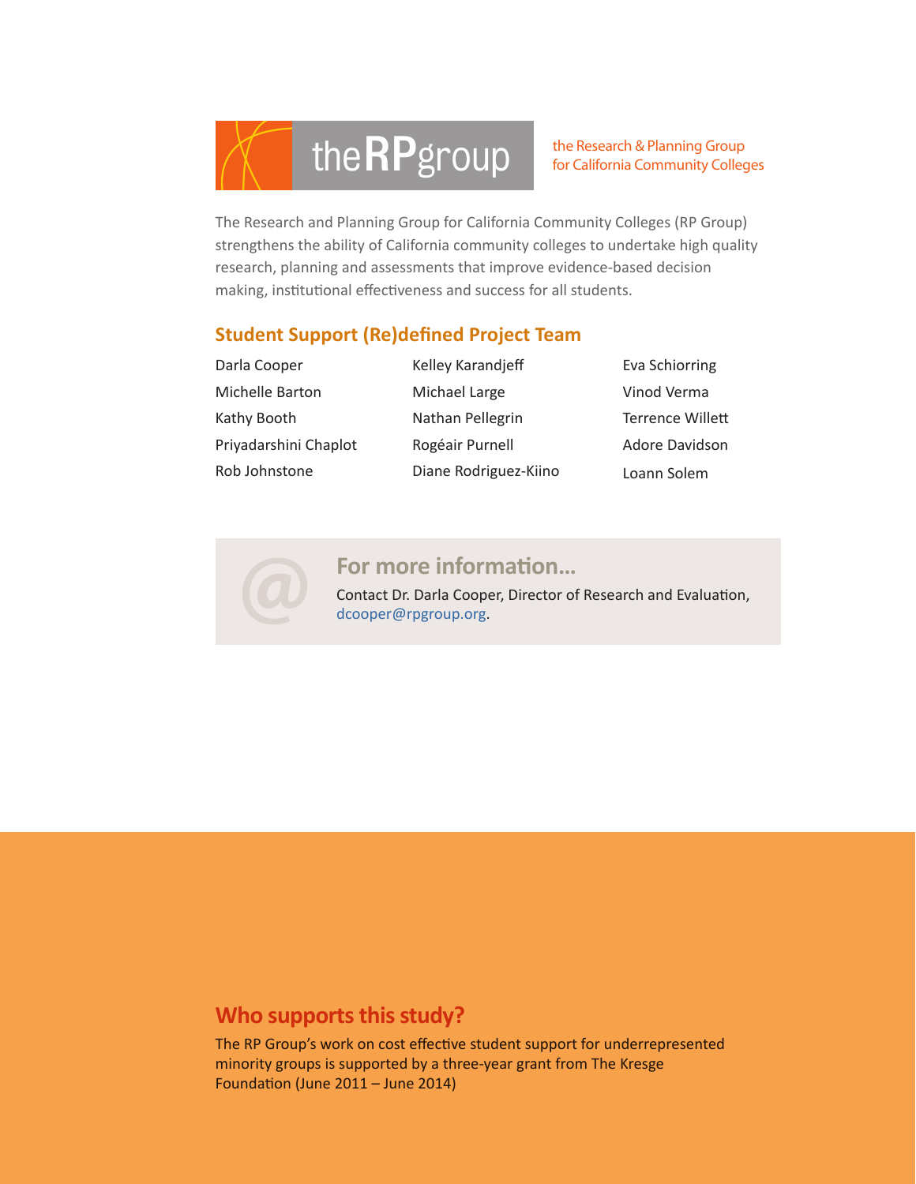theRPgroup

the Research & Planning Group
for California Community Colleges

The Research and Planning Group for California Community Colleges (RP Group) strengthens the ability of California community colleges to undertake high quality research, planning and assessments that improve evidence-based decision making, institutional effectiveness and success for all students.

## Student Support (Re)defined Project Team

Darla Cooper
Michelle Barton
Kathy Booth
Priyadarshini Chaplot
Rob Johnstone
Kelley Karandjeff
Michael Large
Nathan Pellegrin
Rogéair Purnell
Diane Rodriguez-Kiino
Eva Schiorring
Vinod Verma
Terrence Willett
Adore Davidson
Loann Solem

### For more information...

Contact Dr. Darla Cooper, Director of Research and Evaluation, dcooper@rpgroup.org.

## Who supports this study?

The RP Group's work on cost effective student support for underrepresented minority groups is supported by a three-year grant from The Kresge Foundation (June 2011 – June 2014)